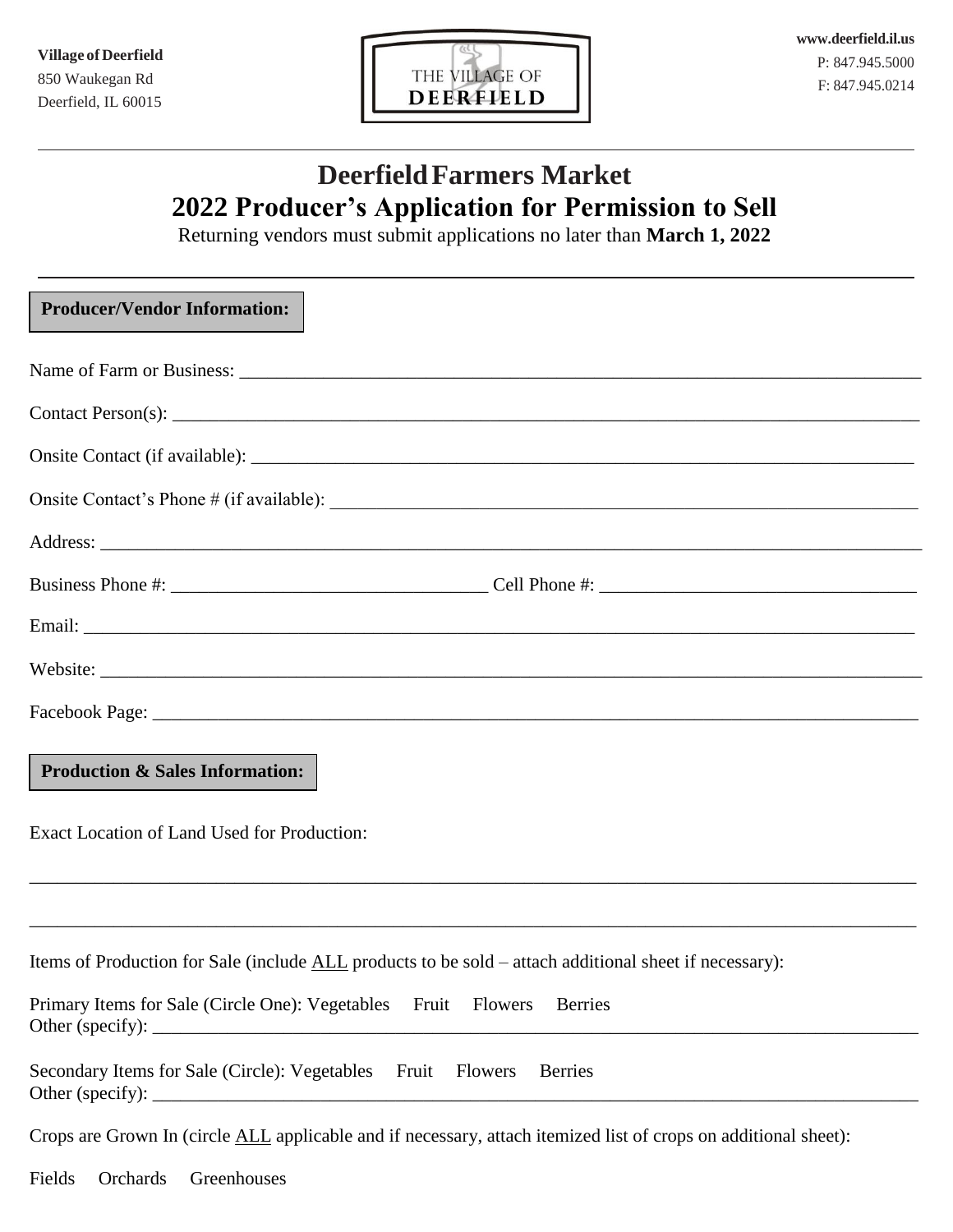**Village of Deerfield**
850 Waukegan Rd
Deerfield, IL 60015

THE VILLAGE OF DEERFIELD

**www.deerfield.il.us**
P: 847.945.5000
F: 847.945.0214

# Deerfield Farmers Market
# 2022 Producer's Application for Permission to Sell

Returning vendors must submit applications no later than **March 1, 2022**

**Producer/Vendor Information:**

Name of Farm or Business: ____________________

Contact Person(s): ____________________

Onsite Contact (if available): ____________________

Onsite Contact's Phone # (if available): ____________________

Address: ____________________

Business Phone #: ____________________ Cell Phone #: ____________________

Email: ____________________

Website: ____________________

Facebook Page: ____________________

**Production & Sales Information:**

Exact Location of Land Used for Production:

____________________

____________________

Items of Production for Sale (include ALL products to be sold – attach additional sheet if necessary):

Primary Items for Sale (Circle One): Vegetables Fruit Flowers Berries
Other (specify): ____________________

Secondary Items for Sale (Circle): Vegetables Fruit Flowers Berries
Other (specify): ____________________

Crops are Grown In (circle ALL applicable and if necessary, attach itemized list of crops on additional sheet):

Fields Orchards Greenhouses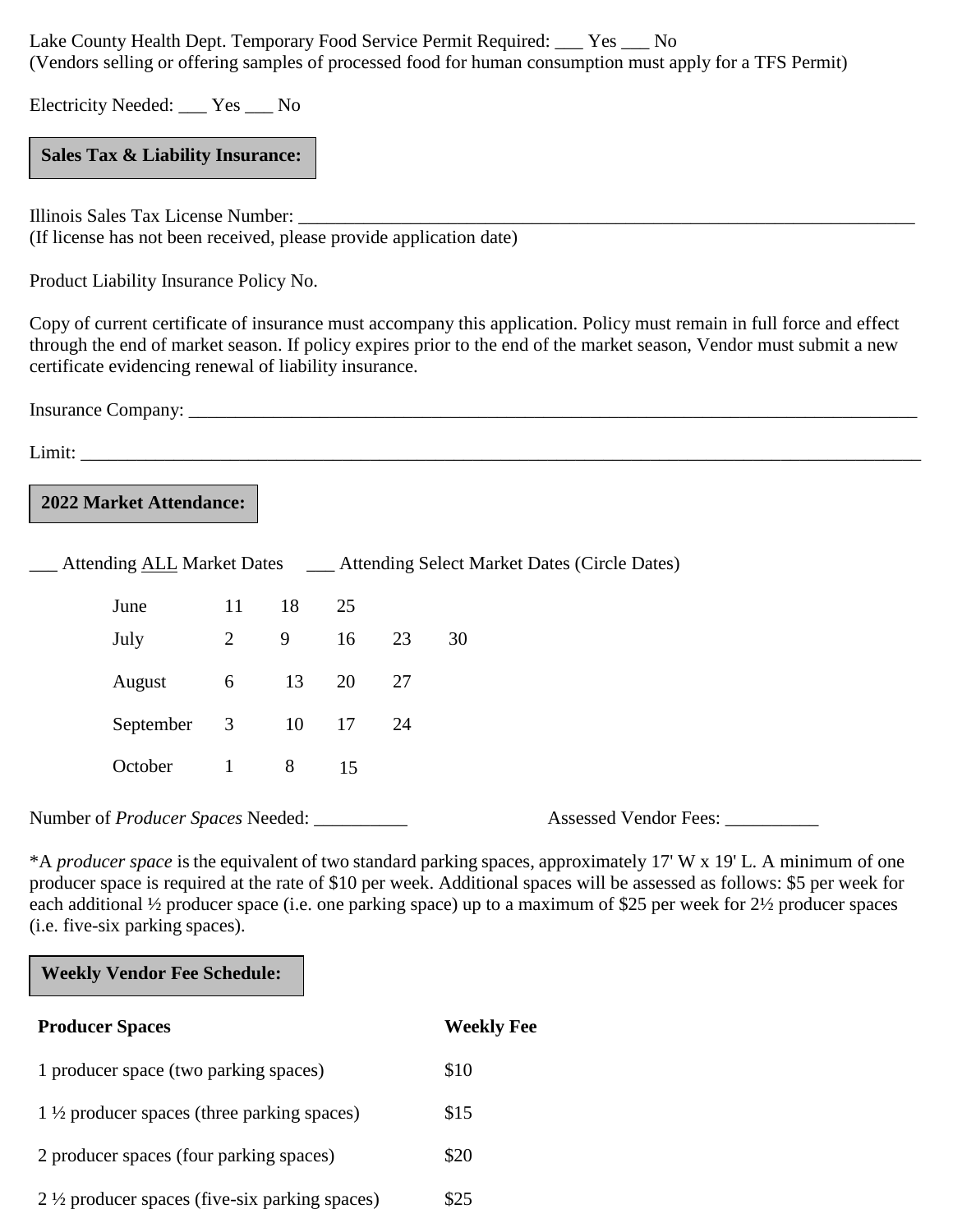Lake County Health Dept. Temporary Food Service Permit Required: ___ Yes ___ No
(Vendors selling or offering samples of processed food for human consumption must apply for a TFS Permit)

Electricity Needed: ___ Yes ___ No

**Sales Tax & Liability Insurance:**

Illinois Sales Tax License Number: ___________________________________________________________________________
(If license has not been received, please provide application date)

Product Liability Insurance Policy No.

Copy of current certificate of insurance must accompany this application. Policy must remain in full force and effect through the end of market season. If policy expires prior to the end of the market season, Vendor must submit a new certificate evidencing renewal of liability insurance.

Insurance Company: ______________________________________________________________________________

Limit: _________________________________________________________________________________________

**2022 Market Attendance:**

___ Attending ALL Market Dates ___ Attending Select Market Dates (Circle Dates)

| | | | | | |
|---|---|---|---|---|---|
| June | 11 | 18 | 25 | | |
| July | 2 | 9 | 16 | 23 | 30 |
| August | 6 | 13 | 20 | 27 | |
| September | 3 | 10 | 17 | 24 | |
| October | 1 | 8 | 15 | | |

Number of *Producer Spaces* Needed: __________ Assessed Vendor Fees: __________

*A *producer space* is the equivalent of two standard parking spaces, approximately 17' W x 19' L. A minimum of one producer space is required at the rate of $10 per week. Additional spaces will be assessed as follows: $5 per week for each additional ½ producer space (i.e. one parking space) up to a maximum of $25 per week for 2½ producer spaces (i.e. five-six parking spaces).

**Weekly Vendor Fee Schedule:**

| **Producer Spaces** | **Weekly Fee** |
|---|---|
| 1 producer space (two parking spaces) | $10 |
| 1 ½ producer spaces (three parking spaces) | $15 |
| 2 producer spaces (four parking spaces) | $20 |
| 2 ½ producer spaces (five-six parking spaces) | $25 |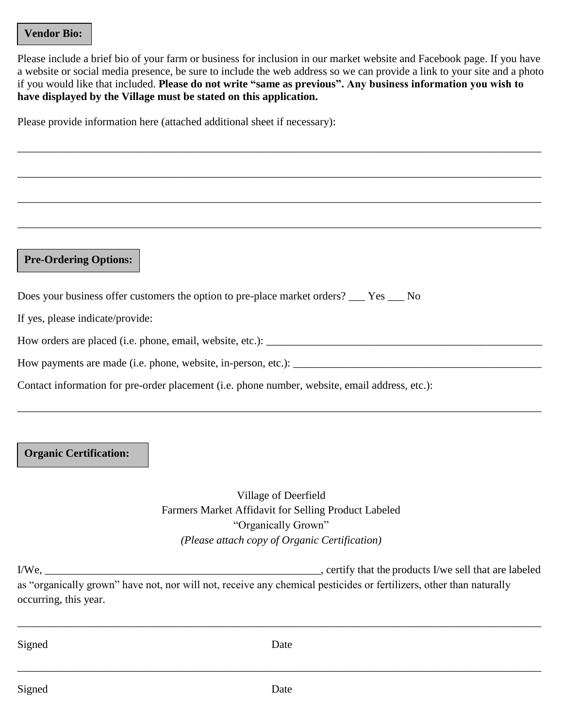**Vendor Bio:**

Please include a brief bio of your farm or business for inclusion in our market website and Facebook page. If you have a website or social media presence, be sure to include the web address so we can provide a link to your site and a photo if you would like that included. **Please do not write "same as previous". Any business information you wish to have displayed by the Village must be stated on this application.**

Please provide information here (attached additional sheet if necessary):

_______________________________________________________________________________________________

_______________________________________________________________________________________________

_______________________________________________________________________________________________

_______________________________________________________________________________________________

**Pre-Ordering Options:**

Does your business offer customers the option to pre-place market orders? ___ Yes ___ No

If yes, please indicate/provide:

How orders are placed (i.e. phone, email, website, etc.): _______________________________________________

How payments are made (i.e. phone, website, in-person, etc.): ___________________________________________

Contact information for pre-order placement (i.e. phone number, website, email address, etc.):

_______________________________________________________________________________________________

**Organic Certification:**

Village of Deerfield
Farmers Market Affidavit for Selling Product Labeled
"Organically Grown"
*(Please attach copy of Organic Certification)*

I/We, ____________________________________________________, certify that the products I/we sell that are labeled as "organically grown" have not, nor will not, receive any chemical pesticides or fertilizers, other than naturally occurring, this year.

_______________________________________________________________________________________________

Signed Date

_______________________________________________________________________________________________

Signed Date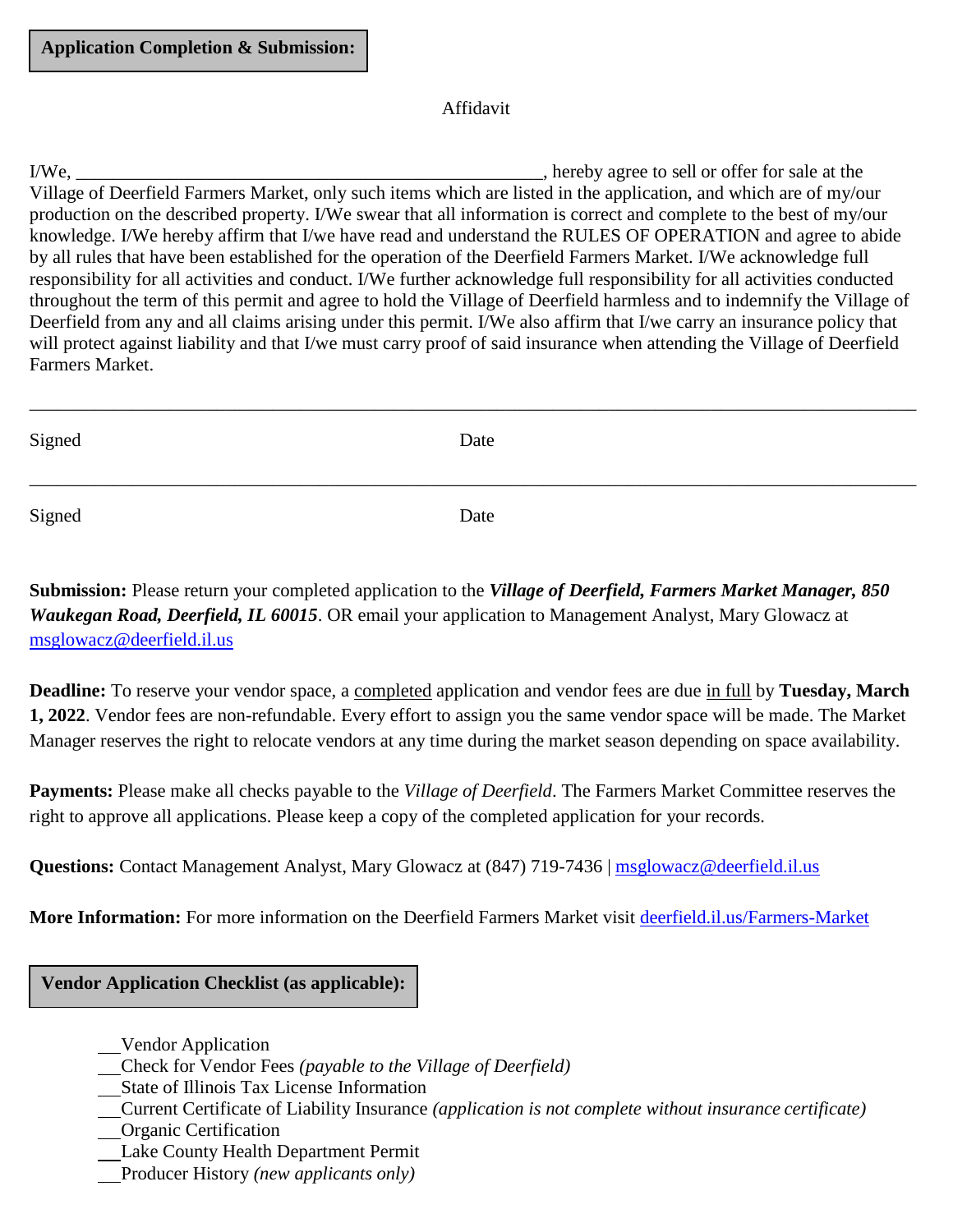**Application Completion & Submission:**

Affidavit

I/We, ___________________________________________________, hereby agree to sell or offer for sale at the Village of Deerfield Farmers Market, only such items which are listed in the application, and which are of my/our production on the described property. I/We swear that all information is correct and complete to the best of my/our knowledge. I/We hereby affirm that I/we have read and understand the RULES OF OPERATION and agree to abide by all rules that have been established for the operation of the Deerfield Farmers Market. I/We acknowledge full responsibility for all activities and conduct. I/We further acknowledge full responsibility for all activities conducted throughout the term of this permit and agree to hold the Village of Deerfield harmless and to indemnify the Village of Deerfield from any and all claims arising under this permit. I/We also affirm that I/we carry an insurance policy that will protect against liability and that I/we must carry proof of said insurance when attending the Village of Deerfield Farmers Market.

___________________________________________________________________________________

Signed                                                                                   Date

___________________________________________________________________________________

Signed                                                                                   Date

**Submission:** Please return your completed application to the ***Village of Deerfield, Farmers Market Manager, 850 Waukegan Road, Deerfield, IL 60015***. OR email your application to Management Analyst, Mary Glowacz at msglowacz@deerfield.il.us

**Deadline:** To reserve your vendor space, a completed application and vendor fees are due in full by **Tuesday, March 1, 2022**. Vendor fees are non-refundable. Every effort to assign you the same vendor space will be made. The Market Manager reserves the right to relocate vendors at any time during the market season depending on space availability.

**Payments:** Please make all checks payable to the *Village of Deerfield*. The Farmers Market Committee reserves the right to approve all applications. Please keep a copy of the completed application for your records.

**Questions:** Contact Management Analyst, Mary Glowacz at (847) 719-7436 | msglowacz@deerfield.il.us

**More Information:** For more information on the Deerfield Farmers Market visit deerfield.il.us/Farmers-Market

**Vendor Application Checklist (as applicable):**

- ___Vendor Application
- ___Check for Vendor Fees *(payable to the Village of Deerfield)*
- ___State of Illinois Tax License Information
- ___Current Certificate of Liability Insurance *(application is not complete without insurance certificate)*
- ___Organic Certification
- ___Lake County Health Department Permit
- ___Producer History *(new applicants only)*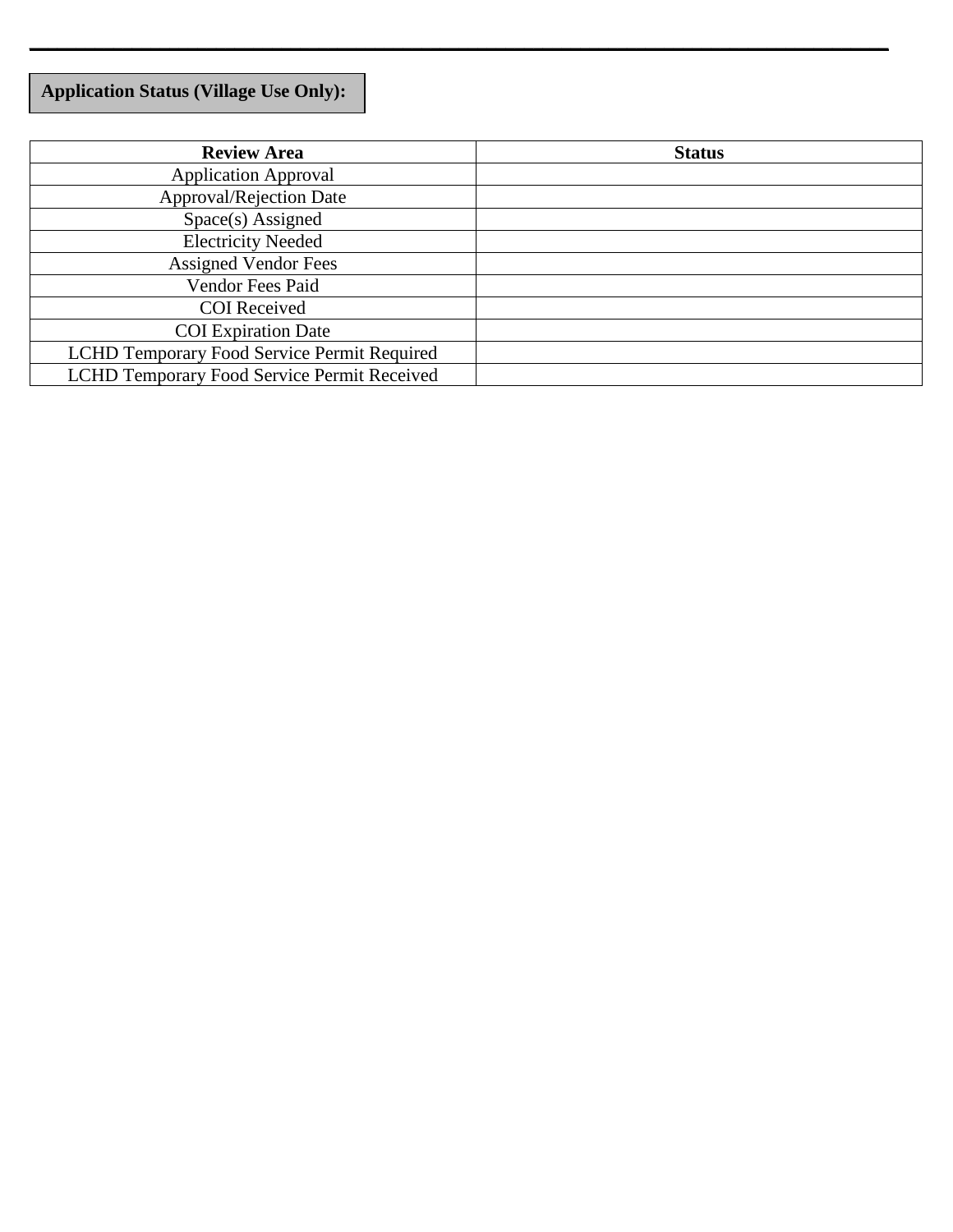---

**Application Status (Village Use Only):**

| Review Area | Status |
|---|---|
| Application Approval | |
| Approval/Rejection Date | |
| Space(s) Assigned | |
| Electricity Needed | |
| Assigned Vendor Fees | |
| Vendor Fees Paid | |
| COI Received | |
| COI Expiration Date | |
| LCHD Temporary Food Service Permit Required | |
| LCHD Temporary Food Service Permit Received | |